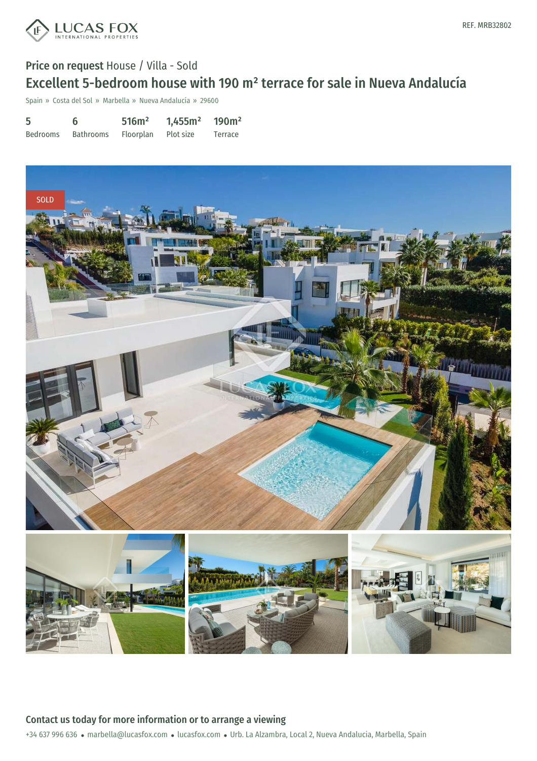REF. MRB32802

**Price on request** House / Villa - Sold

# Excellent 5-bedroom house with 190 m² terrace for sale in Nueva Andalucía

Spain » Costa del Sol » Marbella » Nueva Andalucía » 29600

| 5 | 6 | 516m² | 1,455m² | 190m² |
| --- | --- | --- | --- | --- |
| Bedrooms | Bathrooms | Floorplan | Plot size | Terrace |

SOLD

## Contact us today for more information or to arrange a viewing

+34 637 996 636 • marbella@lucasfox.com • lucasfox.com • Urb. La Alzambra, Local 2, Nueva Andalucia, Marbella, Spain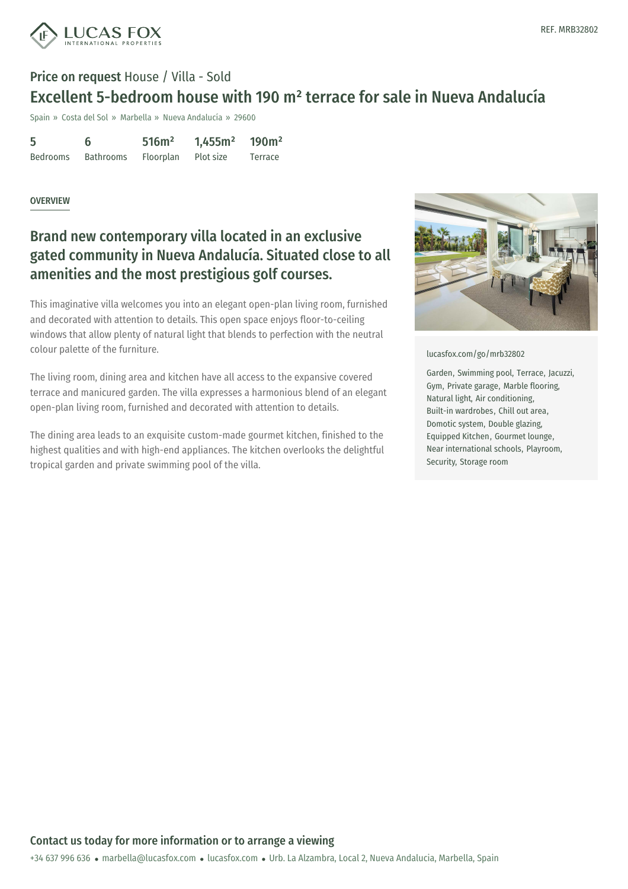REF. MRB32802

**Price on request** House / Villa - Sold

# Excellent 5-bedroom house with 190 m² terrace for sale in Nueva Andalucía

Spain » Costa del Sol » Marbella » Nueva Andalucía » 29600

| 5 | 6 | 516m² | 1,455m² | 190m² |
|---|---|---|---|---|
| Bedrooms | Bathrooms | Floorplan | Plot size | Terrace |

OVERVIEW

## Brand new contemporary villa located in an exclusive gated community in Nueva Andalucía. Situated close to all amenities and the most prestigious golf courses.

This imaginative villa welcomes you into an elegant open-plan living room, furnished and decorated with attention to details. This open space enjoys floor-to-ceiling windows that allow plenty of natural light that blends to perfection with the neutral colour palette of the furniture.

The living room, dining area and kitchen have all access to the expansive covered terrace and manicured garden. The villa expresses a harmonious blend of an elegant open-plan living room, furnished and decorated with attention to details.

The dining area leads to an exquisite custom-made gourmet kitchen, finished to the highest qualities and with high-end appliances. The kitchen overlooks the delightful tropical garden and private swimming pool of the villa.

lucasfox.com/go/mrb32802

Garden, Swimming pool, Terrace, Jacuzzi, Gym, Private garage, Marble flooring, Natural light, Air conditioning, Built-in wardrobes, Chill out area, Domotic system, Double glazing, Equipped Kitchen, Gourmet lounge, Near international schools, Playroom, Security, Storage room

**Contact us today for more information or to arrange a viewing**

+34 637 996 636 • marbella@lucasfox.com • lucasfox.com • Urb. La Alzambra, Local 2, Nueva Andalucia, Marbella, Spain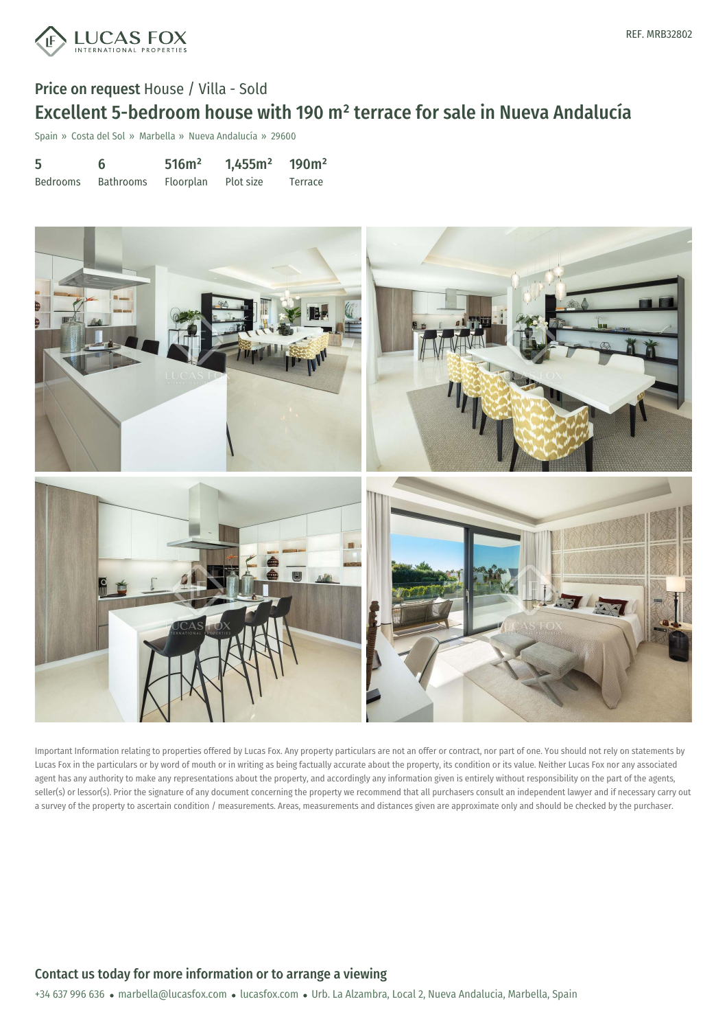REF. MRB32802

**Price on request** House / Villa - Sold

# Excellent 5-bedroom house with 190 m² terrace for sale in Nueva Andalucía

Spain » Costa del Sol » Marbella » Nueva Andalucía » 29600

| 5 | 6 | 516m² | 1,455m² | 190m² |
|---|---|---|---|---|
| Bedrooms | Bathrooms | Floorplan | Plot size | Terrace |

Important Information relating to properties offered by Lucas Fox. Any property particulars are not an offer or contract, nor part of one. You should not rely on statements by Lucas Fox in the particulars or by word of mouth or in writing as being factually accurate about the property, its condition or its value. Neither Lucas Fox nor any associated agent has any authority to make any representations about the property, and accordingly any information given is entirely without responsibility on the part of the agents, seller(s) or lessor(s). Prior the signature of any document concerning the property we recommend that all purchasers consult an independent lawyer and if necessary carry out a survey of the property to ascertain condition / measurements. Areas, measurements and distances given are approximate only and should be checked by the purchaser.

## Contact us today for more information or to arrange a viewing

+34 637 996 636 • marbella@lucasfox.com • lucasfox.com • Urb. La Alzambra, Local 2, Nueva Andalucia, Marbella, Spain